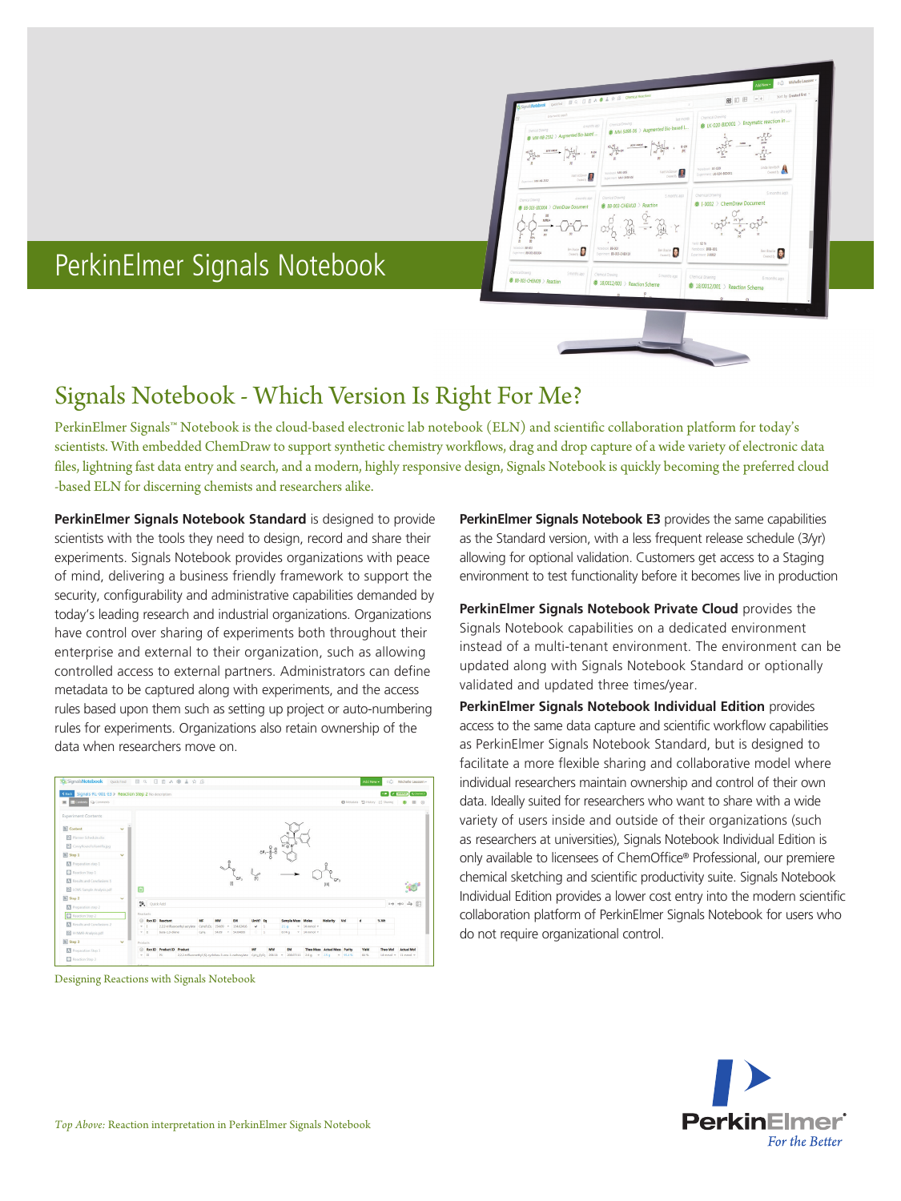# PerkinElmer Signals Notebook

## Signals Notebook - Which Version Is Right For Me?

PerkinElmer Signals™ Notebook is the cloud-based electronic lab notebook (ELN) and scientific collaboration platform for today's scientists. With embedded ChemDraw to support synthetic chemistry workflows, drag and drop capture of a wide variety of electronic data files, lightning fast data entry and search, and a modern, highly responsive design, Signals Notebook is quickly becoming the preferred cloud -based ELN for discerning chemists and researchers alike.

**PerkinElmer Signals Notebook Standard** is designed to provide scientists with the tools they need to design, record and share their experiments. Signals Notebook provides organizations with peace of mind, delivering a business friendly framework to support the security, configurability and administrative capabilities demanded by today's leading research and industrial organizations. Organizations have control over sharing of experiments both throughout their enterprise and external to their organization, such as allowing controlled access to external partners. Administrators can define metadata to be captured along with experiments, and the access rules based upon them such as setting up project or auto-numbering rules for experiments. Organizations also retain ownership of the data when researchers move on.

Designing Reactions with Signals Notebook

**PerkinElmer Signals Notebook E3** provides the same capabilities as the Standard version, with a less frequent release schedule (3/yr) allowing for optional validation. Customers get access to a Staging environment to test functionality before it becomes live in production

**PerkinElmer Signals Notebook Private Cloud** provides the Signals Notebook capabilities on a dedicated environment instead of a multi-tenant environment. The environment can be updated along with Signals Notebook Standard or optionally validated and updated three times/year.

**PerkinElmer Signals Notebook Individual Edition** provides access to the same data capture and scientific workflow capabilities as PerkinElmer Signals Notebook Standard, but is designed to facilitate a more flexible sharing and collaborative model where individual researchers maintain ownership and control of their own data. Ideally suited for researchers who want to share with a wide variety of users inside and outside of their organizations (such as researchers at universities), Signals Notebook Individual Edition is only available to licensees of ChemOffice® Professional, our premiere chemical sketching and scientific productivity suite. Signals Notebook Individual Edition provides a lower cost entry into the modern scientific collaboration platform of PerkinElmer Signals Notebook for users who do not require organizational control.

*Top Above:* Reaction interpretation in PerkinElmer Signals Notebook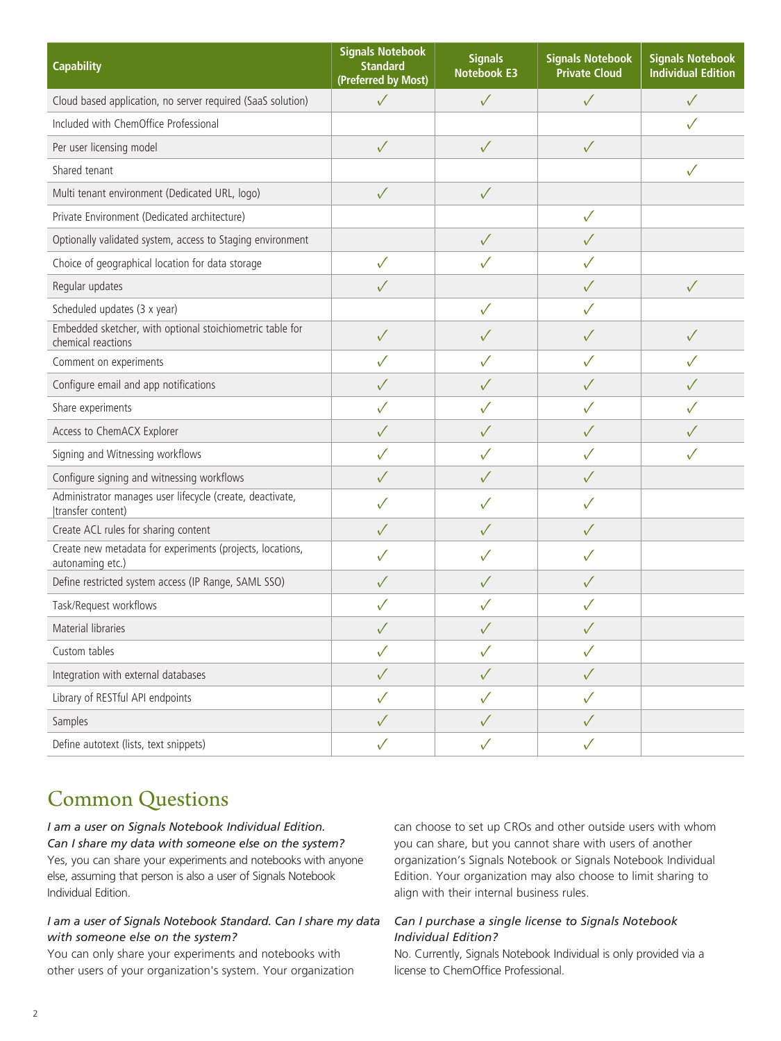| Capability | Signals Notebook Standard (Preferred by Most) | Signals Notebook E3 | Signals Notebook Private Cloud | Signals Notebook Individual Edition |
|---|---|---|---|---|
| Cloud based application, no server required (SaaS solution) | ✓ | ✓ | ✓ | ✓ |
| Included with ChemOffice Professional | | | | ✓ |
| Per user licensing model | ✓ | ✓ | ✓ | |
| Shared tenant | | | | ✓ |
| Multi tenant environment (Dedicated URL, logo) | ✓ | ✓ | | |
| Private Environment (Dedicated architecture) | | | ✓ | |
| Optionally validated system, access to Staging environment | | ✓ | ✓ | |
| Choice of geographical location for data storage | ✓ | ✓ | ✓ | |
| Regular updates | ✓ | | ✓ | ✓ |
| Scheduled updates (3 x year) | | ✓ | ✓ | |
| Embedded sketcher, with optional stoichiometric table for chemical reactions | ✓ | ✓ | ✓ | ✓ |
| Comment on experiments | ✓ | ✓ | ✓ | ✓ |
| Configure email and app notifications | ✓ | ✓ | ✓ | ✓ |
| Share experiments | ✓ | ✓ | ✓ | ✓ |
| Access to ChemACX Explorer | ✓ | ✓ | ✓ | ✓ |
| Signing and Witnessing workflows | ✓ | ✓ | ✓ | ✓ |
| Configure signing and witnessing workflows | ✓ | ✓ | ✓ | |
| Administrator manages user lifecycle (create, deactivate, \|transfer content) | ✓ | ✓ | ✓ | |
| Create ACL rules for sharing content | ✓ | ✓ | ✓ | |
| Create new metadata for experiments (projects, locations, autonaming etc.) | ✓ | ✓ | ✓ | |
| Define restricted system access (IP Range, SAML SSO) | ✓ | ✓ | ✓ | |
| Task/Request workflows | ✓ | ✓ | ✓ | |
| Material libraries | ✓ | ✓ | ✓ | |
| Custom tables | ✓ | ✓ | ✓ | |
| Integration with external databases | ✓ | ✓ | ✓ | |
| Library of RESTful API endpoints | ✓ | ✓ | ✓ | |
| Samples | ✓ | ✓ | ✓ | |
| Define autotext (lists, text snippets) | ✓ | ✓ | ✓ | |

## Common Questions

*I am a user on Signals Notebook Individual Edition. Can I share my data with someone else on the system?*
Yes, you can share your experiments and notebooks with anyone else, assuming that person is also a user of Signals Notebook Individual Edition.

*I am a user of Signals Notebook Standard. Can I share my data with someone else on the system?*
You can only share your experiments and notebooks with other users of your organization's system. Your organization can choose to set up CROs and other outside users with whom you can share, but you cannot share with users of another organization's Signals Notebook or Signals Notebook Individual Edition. Your organization may also choose to limit sharing to align with their internal business rules.

*Can I purchase a single license to Signals Notebook Individual Edition?*
No. Currently, Signals Notebook Individual is only provided via a license to ChemOffice Professional.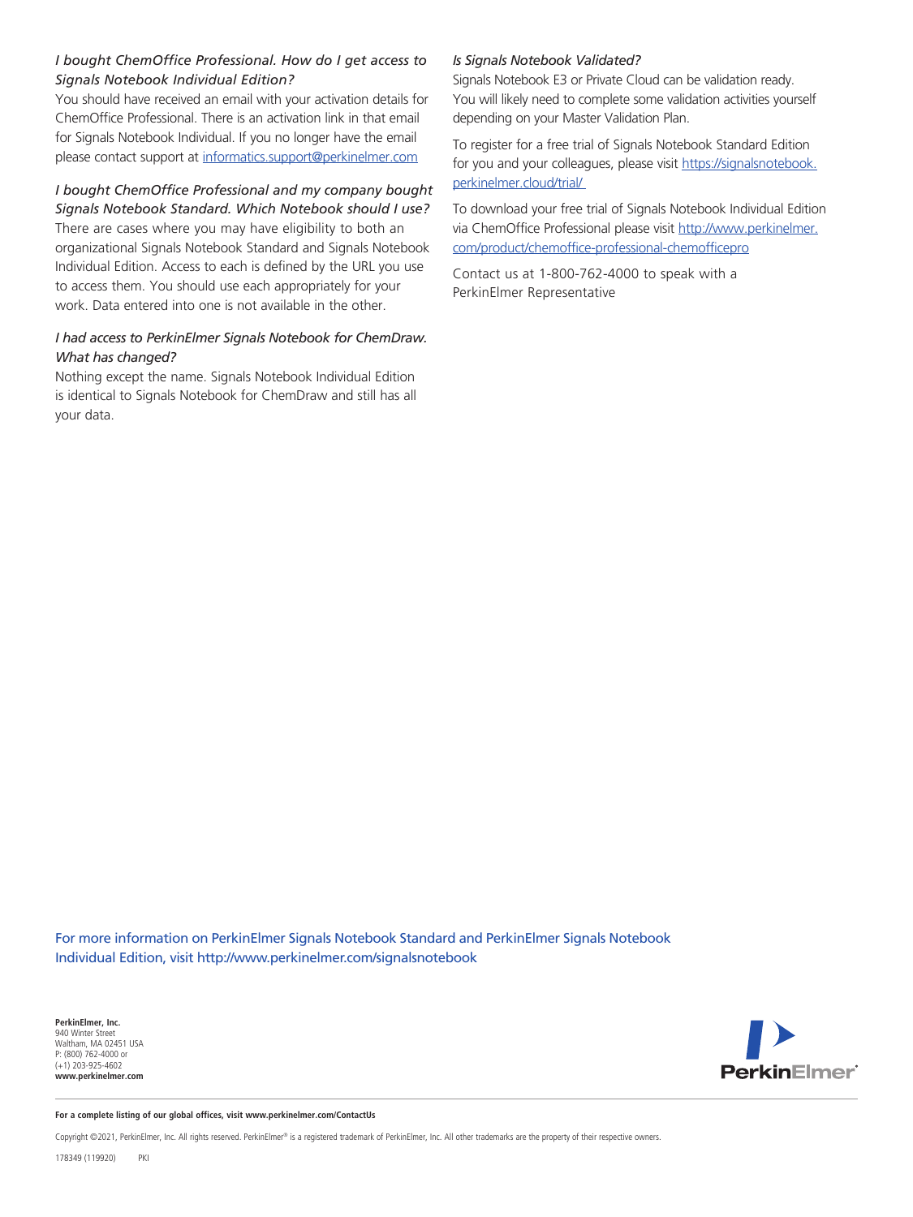*I bought ChemOffice Professional. How do I get access to Signals Notebook Individual Edition?*

You should have received an email with your activation details for ChemOffice Professional. There is an activation link in that email for Signals Notebook Individual. If you no longer have the email please contact support at informatics.support@perkinelmer.com

*I bought ChemOffice Professional and my company bought Signals Notebook Standard. Which Notebook should I use?*

There are cases where you may have eligibility to both an organizational Signals Notebook Standard and Signals Notebook Individual Edition. Access to each is defined by the URL you use to access them. You should use each appropriately for your work. Data entered into one is not available in the other.

*I had access to PerkinElmer Signals Notebook for ChemDraw. What has changed?*

Nothing except the name. Signals Notebook Individual Edition is identical to Signals Notebook for ChemDraw and still has all your data.

*Is Signals Notebook Validated?*

Signals Notebook E3 or Private Cloud can be validation ready. You will likely need to complete some validation activities yourself depending on your Master Validation Plan.

To register for a free trial of Signals Notebook Standard Edition for you and your colleagues, please visit https://signalsnotebook.perkinelmer.cloud/trial/

To download your free trial of Signals Notebook Individual Edition via ChemOffice Professional please visit http://www.perkinelmer.com/product/chemoffice-professional-chemofficepro

Contact us at 1-800-762-4000 to speak with a PerkinElmer Representative

For more information on PerkinElmer Signals Notebook Standard and PerkinElmer Signals Notebook Individual Edition, visit http://www.perkinelmer.com/signalsnotebook

**PerkinElmer, Inc.**
940 Winter Street
Waltham, MA 02451 USA
P: (800) 762-4000 or
(+1) 203-925-4602
**www.perkinelmer.com**

PerkinElmer

**For a complete listing of our global offices, visit www.perkinelmer.com/ContactUs**

Copyright ©2021, PerkinElmer, Inc. All rights reserved. PerkinElmer® is a registered trademark of PerkinElmer, Inc. All other trademarks are the property of their respective owners.

178349 (119920) PKI